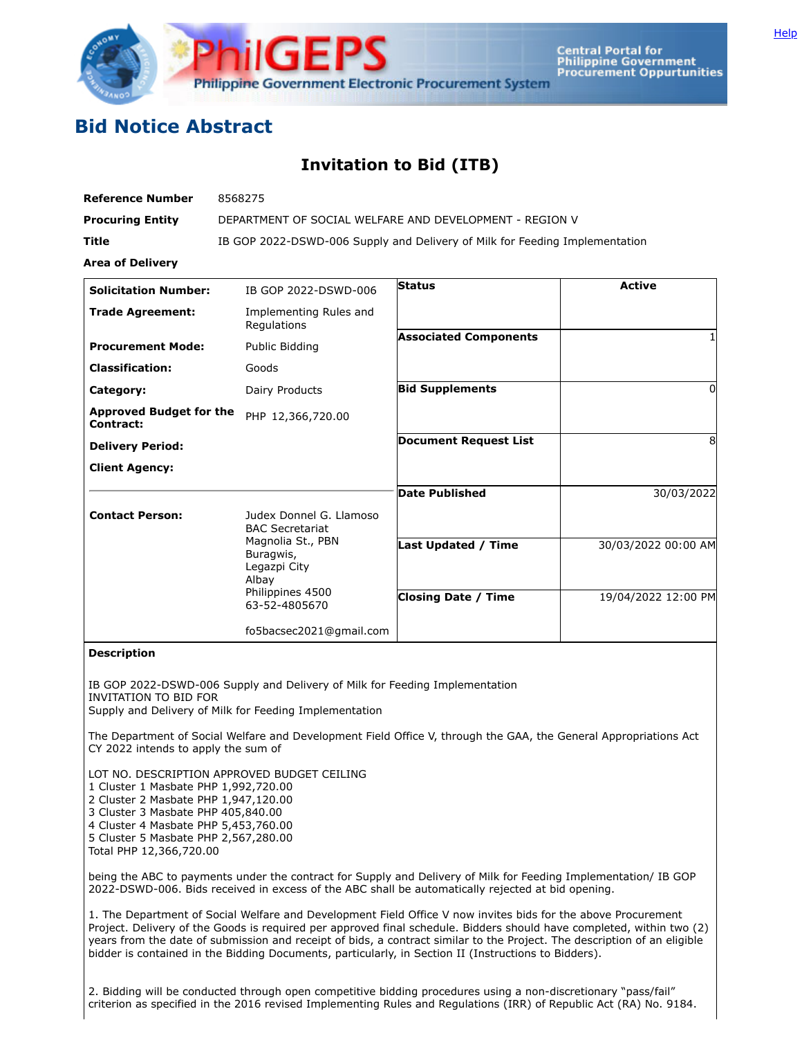# Bid Notice Abstract

## Invitation to Bid (ITB)

| | |
|---|---|
| **Reference Number** | 8568275 |
| **Procuring Entity** | DEPARTMENT OF SOCIAL WELFARE AND DEVELOPMENT - REGION V |
| **Title** | IB GOP 2022-DSWD-006 Supply and Delivery of Milk for Feeding Implementation |
| **Area of Delivery** | |

| | | | |
|---|---|---|---|
| **Solicitation Number:** | IB GOP 2022-DSWD-006 | **Status** | Active |
| **Trade Agreement:** | Implementing Rules and Regulations | **Associated Components** | 1 |
| **Procurement Mode:** | Public Bidding | **Bid Supplements** | 0 |
| **Classification:** | Goods | **Document Request List** | 8 |
| **Category:** | Dairy Products | **Date Published** | 30/03/2022 |
| **Approved Budget for the Contract:** | PHP 12,366,720.00 | **Last Updated / Time** | 30/03/2022 00:00 AM |
| **Delivery Period:** | | **Closing Date / Time** | 19/04/2022 12:00 PM |
| **Client Agency:** | | | |
| **Contact Person:** | Judex Donnel G. Llamoso<br>BAC Secretariat<br>Magnolia St., PBN<br>Buragwis,<br>Legazpi City<br>Albay<br>Philippines 4500<br>63-52-4805670<br><br>fo5bacsec2021@gmail.com | | |

**Description**

IB GOP 2022-DSWD-006 Supply and Delivery of Milk for Feeding Implementation
INVITATION TO BID FOR
Supply and Delivery of Milk for Feeding Implementation

The Department of Social Welfare and Development Field Office V, through the GAA, the General Appropriations Act CY 2022 intends to apply the sum of

LOT NO. DESCRIPTION APPROVED BUDGET CEILING
1 Cluster 1 Masbate PHP 1,992,720.00
2 Cluster 2 Masbate PHP 1,947,120.00
3 Cluster 3 Masbate PHP 405,840.00
4 Cluster 4 Masbate PHP 5,453,760.00
5 Cluster 5 Masbate PHP 2,567,280.00
Total PHP 12,366,720.00

being the ABC to payments under the contract for Supply and Delivery of Milk for Feeding Implementation/ IB GOP 2022-DSWD-006. Bids received in excess of the ABC shall be automatically rejected at bid opening.

1. The Department of Social Welfare and Development Field Office V now invites bids for the above Procurement Project. Delivery of the Goods is required per approved final schedule. Bidders should have completed, within two (2) years from the date of submission and receipt of bids, a contract similar to the Project. The description of an eligible bidder is contained in the Bidding Documents, particularly, in Section II (Instructions to Bidders).

2. Bidding will be conducted through open competitive bidding procedures using a non-discretionary "pass/fail" criterion as specified in the 2016 revised Implementing Rules and Regulations (IRR) of Republic Act (RA) No. 9184.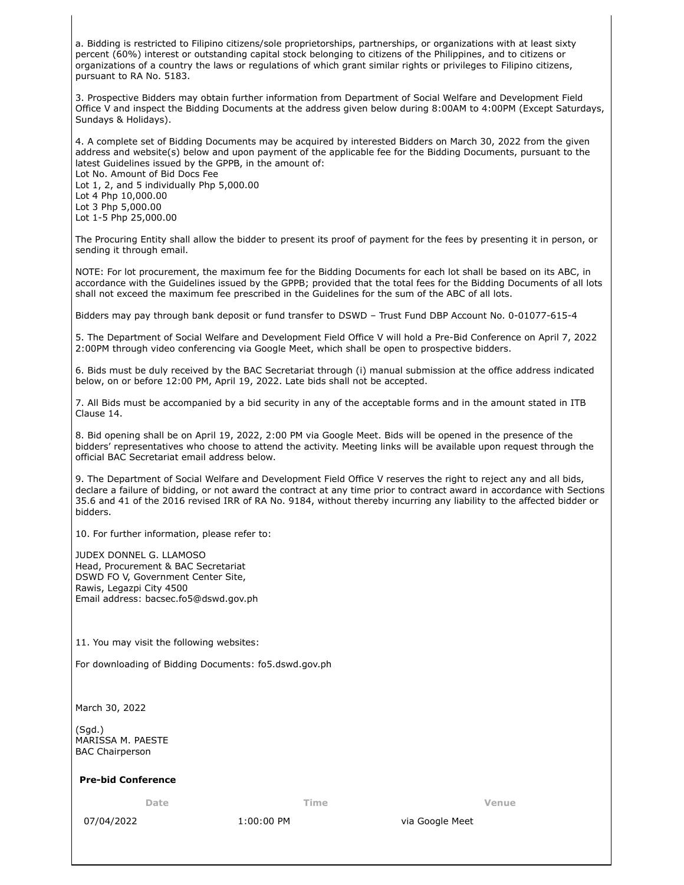a. Bidding is restricted to Filipino citizens/sole proprietorships, partnerships, or organizations with at least sixty percent (60%) interest or outstanding capital stock belonging to citizens of the Philippines, and to citizens or organizations of a country the laws or regulations of which grant similar rights or privileges to Filipino citizens, pursuant to RA No. 5183.

3. Prospective Bidders may obtain further information from Department of Social Welfare and Development Field Office V and inspect the Bidding Documents at the address given below during 8:00AM to 4:00PM (Except Saturdays, Sundays & Holidays).

4. A complete set of Bidding Documents may be acquired by interested Bidders on March 30, 2022 from the given address and website(s) below and upon payment of the applicable fee for the Bidding Documents, pursuant to the latest Guidelines issued by the GPPB, in the amount of:
Lot No. Amount of Bid Docs Fee
Lot 1, 2, and 5 individually Php 5,000.00
Lot 4 Php 10,000.00
Lot 3 Php 5,000.00
Lot 1-5 Php 25,000.00

The Procuring Entity shall allow the bidder to present its proof of payment for the fees by presenting it in person, or sending it through email.

NOTE: For lot procurement, the maximum fee for the Bidding Documents for each lot shall be based on its ABC, in accordance with the Guidelines issued by the GPPB; provided that the total fees for the Bidding Documents of all lots shall not exceed the maximum fee prescribed in the Guidelines for the sum of the ABC of all lots.

Bidders may pay through bank deposit or fund transfer to DSWD – Trust Fund DBP Account No. 0-01077-615-4

5. The Department of Social Welfare and Development Field Office V will hold a Pre-Bid Conference on April 7, 2022 2:00PM through video conferencing via Google Meet, which shall be open to prospective bidders.

6. Bids must be duly received by the BAC Secretariat through (i) manual submission at the office address indicated below, on or before 12:00 PM, April 19, 2022. Late bids shall not be accepted.

7. All Bids must be accompanied by a bid security in any of the acceptable forms and in the amount stated in ITB Clause 14.

8. Bid opening shall be on April 19, 2022, 2:00 PM via Google Meet. Bids will be opened in the presence of the bidders' representatives who choose to attend the activity. Meeting links will be available upon request through the official BAC Secretariat email address below.

9. The Department of Social Welfare and Development Field Office V reserves the right to reject any and all bids, declare a failure of bidding, or not award the contract at any time prior to contract award in accordance with Sections 35.6 and 41 of the 2016 revised IRR of RA No. 9184, without thereby incurring any liability to the affected bidder or bidders.

10. For further information, please refer to:

JUDEX DONNEL G. LLAMOSO
Head, Procurement & BAC Secretariat
DSWD FO V, Government Center Site,
Rawis, Legazpi City 4500
Email address: bacsec.fo5@dswd.gov.ph

11. You may visit the following websites:

For downloading of Bidding Documents: fo5.dswd.gov.ph

March 30, 2022

(Sgd.)
MARISSA M. PAESTE
BAC Chairperson

**Pre-bid Conference**

| Date | Time | Venue |
|---|---|---|
| 07/04/2022 | 1:00:00 PM | via Google Meet |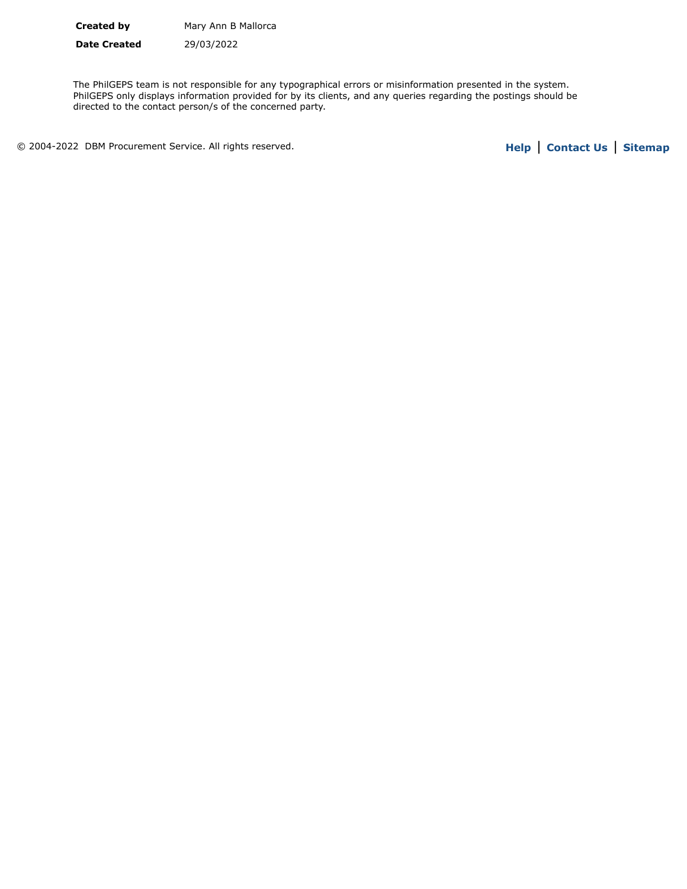| | |
|---|---|
| **Created by** | Mary Ann B Mallorca |
| **Date Created** | 29/03/2022 |

The PhilGEPS team is not responsible for any typographical errors or misinformation presented in the system. PhilGEPS only displays information provided for by its clients, and any queries regarding the postings should be directed to the contact person/s of the concerned party.

© 2004-2022 DBM Procurement Service. All rights reserved.

**Help** | **Contact Us** | **Sitemap**